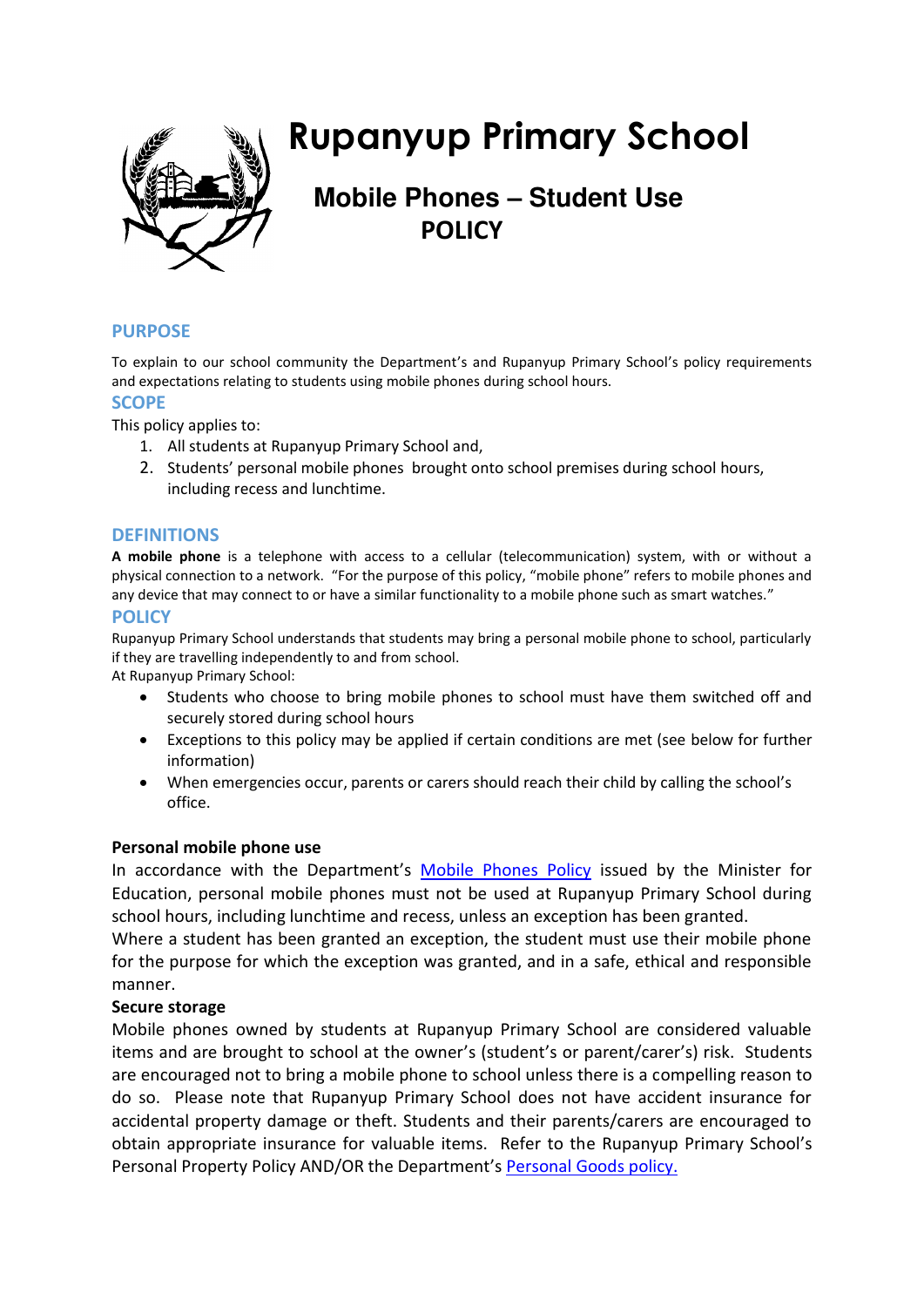# Rupanyup Primary School

## Mobile Phones – Student Use POLICY

## PURPOSE

To explain to our school community the Department's and Rupanyup Primary School's policy requirements and expectations relating to students using mobile phones during school hours.

## SCOPE

This policy applies to:

1. All students at Rupanyup Primary School and,
2. Students' personal mobile phones brought onto school premises during school hours, including recess and lunchtime.

## DEFINITIONS

**A mobile phone** is a telephone with access to a cellular (telecommunication) system, with or without a physical connection to a network. "For the purpose of this policy, "mobile phone" refers to mobile phones and any device that may connect to or have a similar functionality to a mobile phone such as smart watches."

## POLICY

Rupanyup Primary School understands that students may bring a personal mobile phone to school, particularly if they are travelling independently to and from school.

At Rupanyup Primary School:

- Students who choose to bring mobile phones to school must have them switched off and securely stored during school hours
- Exceptions to this policy may be applied if certain conditions are met (see below for further information)
- When emergencies occur, parents or carers should reach their child by calling the school's office.

**Personal mobile phone use**

In accordance with the Department's Mobile Phones Policy issued by the Minister for Education, personal mobile phones must not be used at Rupanyup Primary School during school hours, including lunchtime and recess, unless an exception has been granted.

Where a student has been granted an exception, the student must use their mobile phone for the purpose for which the exception was granted, and in a safe, ethical and responsible manner.

**Secure storage**

Mobile phones owned by students at Rupanyup Primary School are considered valuable items and are brought to school at the owner's (student's or parent/carer's) risk. Students are encouraged not to bring a mobile phone to school unless there is a compelling reason to do so. Please note that Rupanyup Primary School does not have accident insurance for accidental property damage or theft. Students and their parents/carers are encouraged to obtain appropriate insurance for valuable items. Refer to the Rupanyup Primary School's Personal Property Policy AND/OR the Department's Personal Goods policy.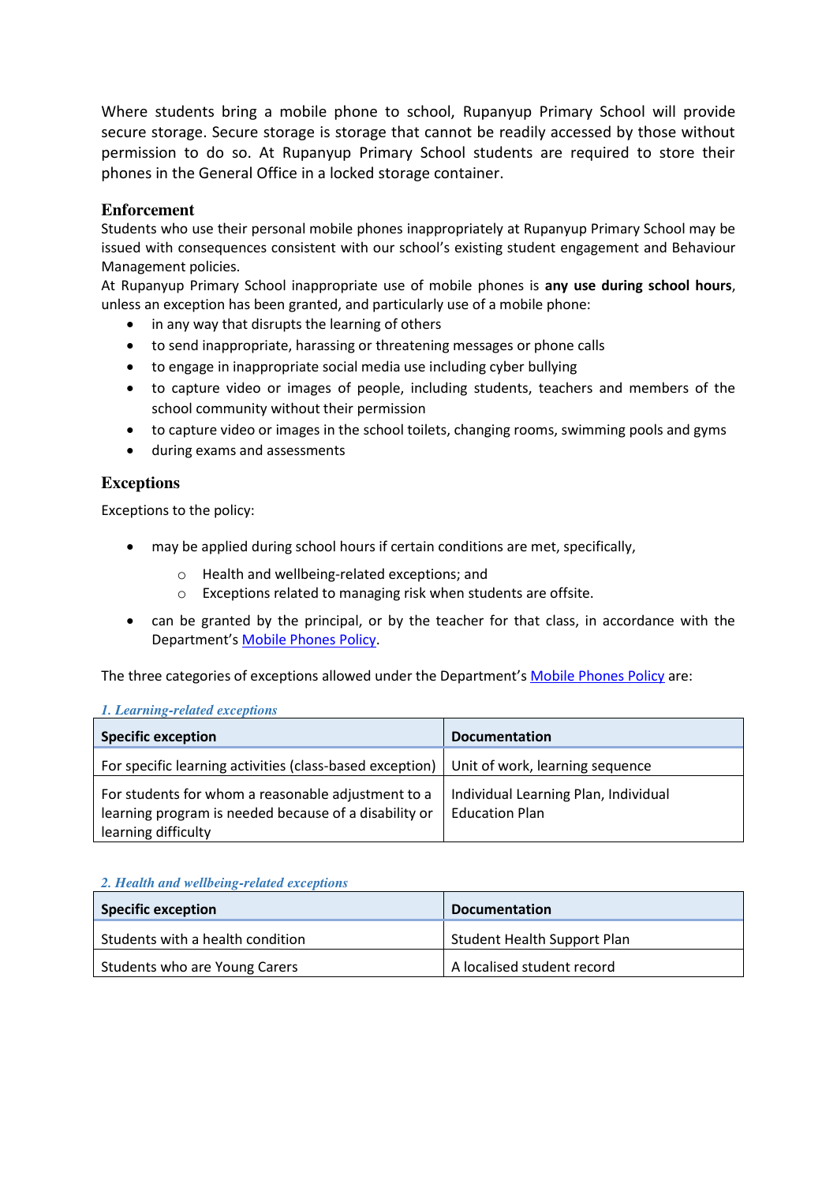Where students bring a mobile phone to school, Rupanyup Primary School will provide secure storage. Secure storage is storage that cannot be readily accessed by those without permission to do so. At Rupanyup Primary School students are required to store their phones in the General Office in a locked storage container.

## Enforcement

Students who use their personal mobile phones inappropriately at Rupanyup Primary School may be issued with consequences consistent with our school's existing student engagement and Behaviour Management policies.

At Rupanyup Primary School inappropriate use of mobile phones is **any use during school hours**, unless an exception has been granted, and particularly use of a mobile phone:

- in any way that disrupts the learning of others
- to send inappropriate, harassing or threatening messages or phone calls
- to engage in inappropriate social media use including cyber bullying
- to capture video or images of people, including students, teachers and members of the school community without their permission
- to capture video or images in the school toilets, changing rooms, swimming pools and gyms
- during exams and assessments

## Exceptions

Exceptions to the policy:

- may be applied during school hours if certain conditions are met, specifically,
    - Health and wellbeing-related exceptions; and
    - Exceptions related to managing risk when students are offsite.
- can be granted by the principal, or by the teacher for that class, in accordance with the Department's [Mobile Phones Policy](Mobile Phones Policy).

The three categories of exceptions allowed under the Department's [Mobile Phones Policy](Mobile Phones Policy) are:

*1. Learning-related exceptions*

| Specific exception | Documentation |
|---|---|
| For specific learning activities (class-based exception) | Unit of work, learning sequence |
| For students for whom a reasonable adjustment to a learning program is needed because of a disability or learning difficulty | Individual Learning Plan, Individual Education Plan |

*2. Health and wellbeing-related exceptions*

| Specific exception | Documentation |
|---|---|
| Students with a health condition | Student Health Support Plan |
| Students who are Young Carers | A localised student record |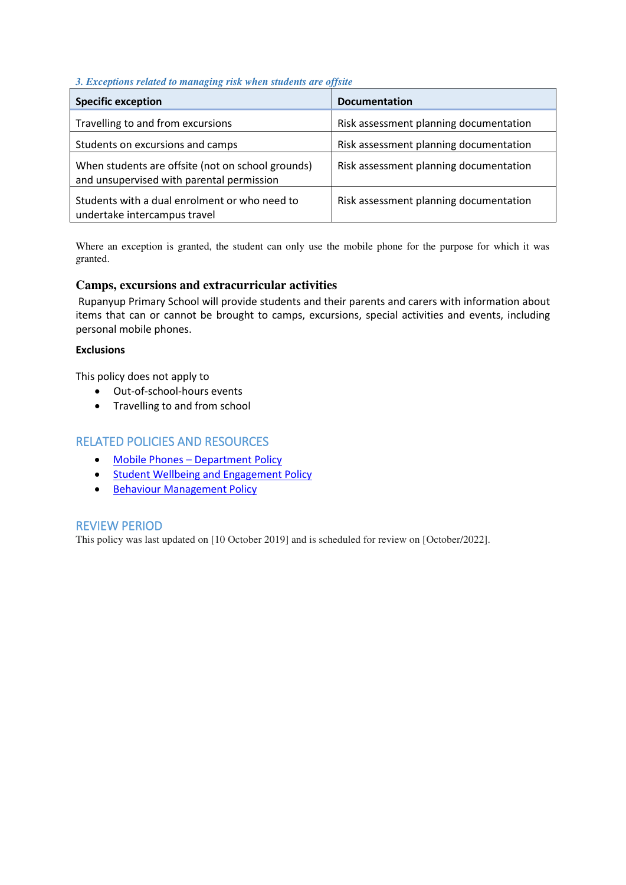*3. Exceptions related to managing risk when students are offsite*

| Specific exception | Documentation |
|---|---|
| Travelling to and from excursions | Risk assessment planning documentation |
| Students on excursions and camps | Risk assessment planning documentation |
| When students are offsite (not on school grounds) and unsupervised with parental permission | Risk assessment planning documentation |
| Students with a dual enrolment or who need to undertake intercampus travel | Risk assessment planning documentation |

Where an exception is granted, the student can only use the mobile phone for the purpose for which it was granted.

### Camps, excursions and extracurricular activities

Rupanyup Primary School will provide students and their parents and carers with information about items that can or cannot be brought to camps, excursions, special activities and events, including personal mobile phones.

**Exclusions**

This policy does not apply to

- Out-of-school-hours events
- Travelling to and from school

## RELATED POLICIES AND RESOURCES

- Mobile Phones – Department Policy
- Student Wellbeing and Engagement Policy
- Behaviour Management Policy

## REVIEW PERIOD

This policy was last updated on [10 October 2019] and is scheduled for review on [October/2022].